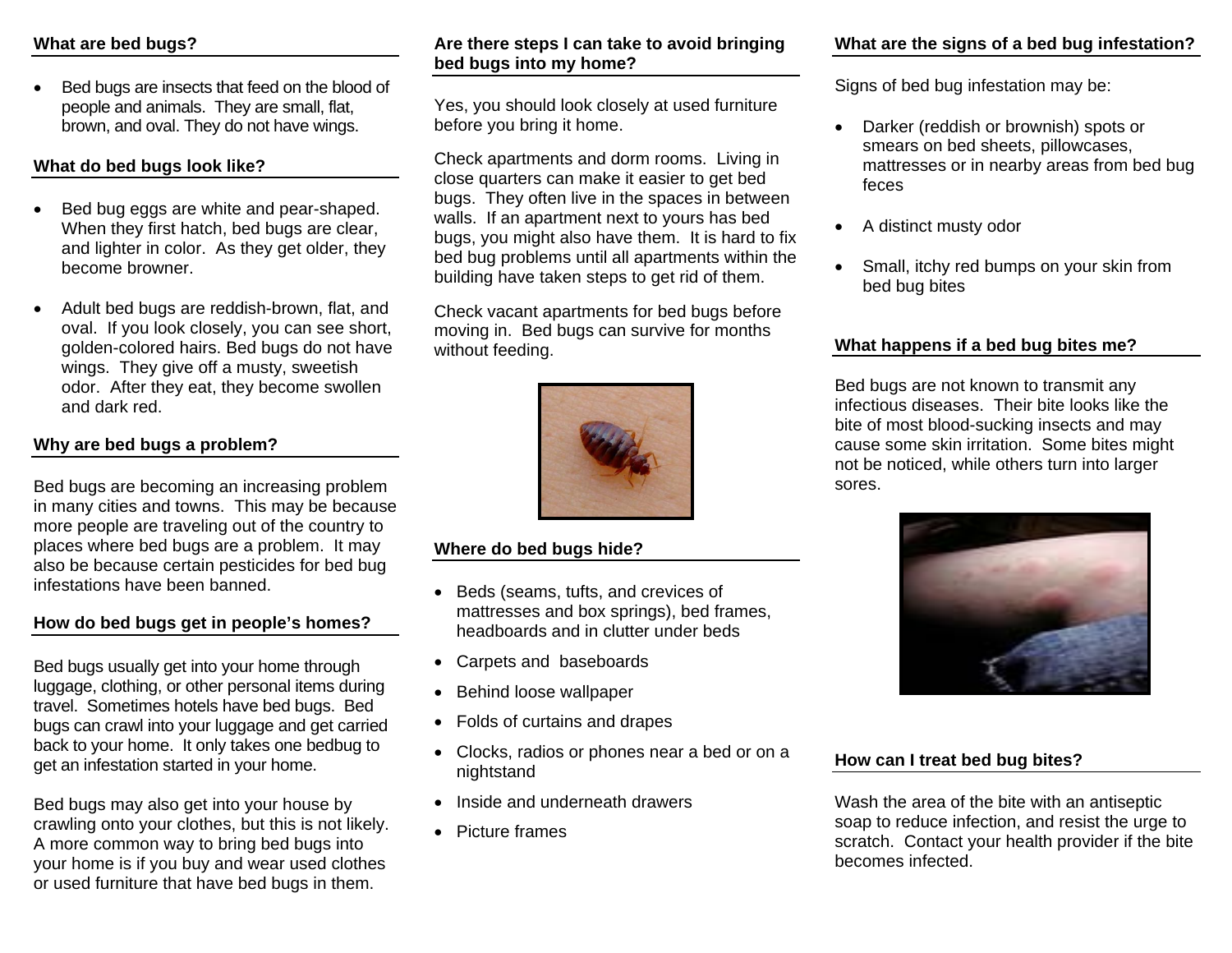## What are bed bugs?

- Bed bugs are insects that feed on the blood of people and animals. They are small, flat, brown, and oval. They do not have wings.

## What do bed bugs look like?

- Bed bug eggs are white and pear-shaped. When they first hatch, bed bugs are clear, and lighter in color. As they get older, they become browner.
- Adult bed bugs are reddish-brown, flat, and oval. If you look closely, you can see short, golden-colored hairs. Bed bugs do not have wings. They give off a musty, sweetish odor. After they eat, they become swollen and dark red.

## Why are bed bugs a problem?

Bed bugs are becoming an increasing problem in many cities and towns. This may be because more people are traveling out of the country to places where bed bugs are a problem. It may also be because certain pesticides for bed bug infestations have been banned.

## How do bed bugs get in people's homes?

Bed bugs usually get into your home through luggage, clothing, or other personal items during travel. Sometimes hotels have bed bugs. Bed bugs can crawl into your luggage and get carried back to your home. It only takes one bedbug to get an infestation started in your home.

Bed bugs may also get into your house by crawling onto your clothes, but this is not likely. A more common way to bring bed bugs into your home is if you buy and wear used clothes or used furniture that have bed bugs in them.

## Are there steps I can take to avoid bringing bed bugs into my home?

Yes, you should look closely at used furniture before you bring it home.

Check apartments and dorm rooms. Living in close quarters can make it easier to get bed bugs. They often live in the spaces in between walls. If an apartment next to yours has bed bugs, you might also have them. It is hard to fix bed bug problems until all apartments within the building have taken steps to get rid of them.

Check vacant apartments for bed bugs before moving in. Bed bugs can survive for months without feeding.

## Where do bed bugs hide?

- Beds (seams, tufts, and crevices of mattresses and box springs), bed frames, headboards and in clutter under beds
- Carpets and baseboards
- Behind loose wallpaper
- Folds of curtains and drapes
- Clocks, radios or phones near a bed or on a nightstand
- Inside and underneath drawers
- Picture frames

## What are the signs of a bed bug infestation?

Signs of bed bug infestation may be:

- Darker (reddish or brownish) spots or smears on bed sheets, pillowcases, mattresses or in nearby areas from bed bug feces
- A distinct musty odor
- Small, itchy red bumps on your skin from bed bug bites

## What happens if a bed bug bites me?

Bed bugs are not known to transmit any infectious diseases. Their bite looks like the bite of most blood-sucking insects and may cause some skin irritation. Some bites might not be noticed, while others turn into larger sores.

## How can I treat bed bug bites?

Wash the area of the bite with an antiseptic soap to reduce infection, and resist the urge to scratch. Contact your health provider if the bite becomes infected.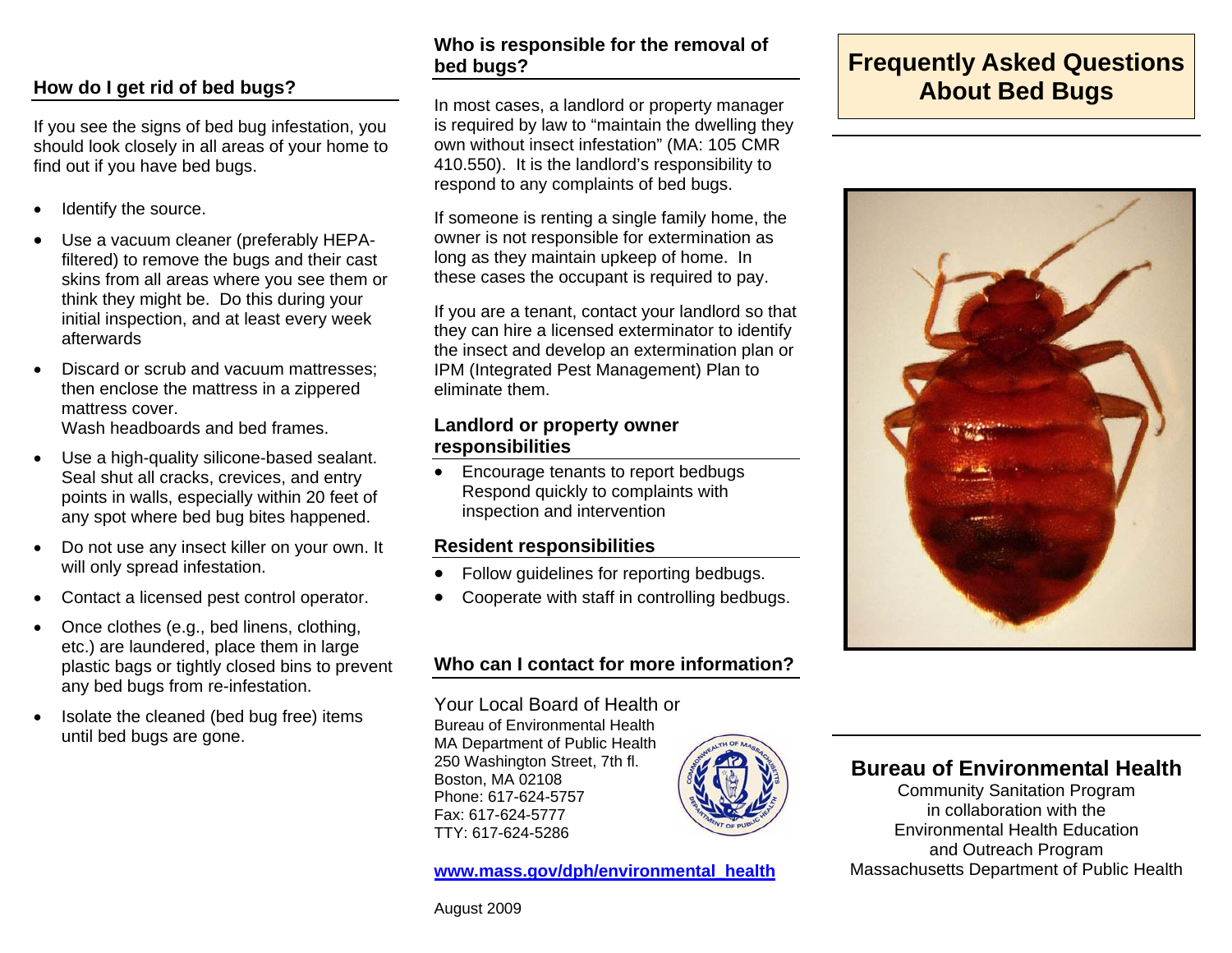## How do I get rid of bed bugs?

If you see the signs of bed bug infestation, you should look closely in all areas of your home to find out if you have bed bugs.

- Identify the source.
- Use a vacuum cleaner (preferably HEPA-filtered) to remove the bugs and their cast skins from all areas where you see them or think they might be. Do this during your initial inspection, and at least every week afterwards
- Discard or scrub and vacuum mattresses; then enclose the mattress in a zippered mattress cover.
  Wash headboards and bed frames.
- Use a high-quality silicone-based sealant. Seal shut all cracks, crevices, and entry points in walls, especially within 20 feet of any spot where bed bug bites happened.
- Do not use any insect killer on your own. It will only spread infestation.
- Contact a licensed pest control operator.
- Once clothes (e.g., bed linens, clothing, etc.) are laundered, place them in large plastic bags or tightly closed bins to prevent any bed bugs from re-infestation.
- Isolate the cleaned (bed bug free) items until bed bugs are gone.

## Who is responsible for the removal of bed bugs?

In most cases, a landlord or property manager is required by law to "maintain the dwelling they own without insect infestation" (MA: 105 CMR 410.550). It is the landlord's responsibility to respond to any complaints of bed bugs.

If someone is renting a single family home, the owner is not responsible for extermination as long as they maintain upkeep of home. In these cases the occupant is required to pay.

If you are a tenant, contact your landlord so that they can hire a licensed exterminator to identify the insect and develop an extermination plan or IPM (Integrated Pest Management) Plan to eliminate them.

### Landlord or property owner responsibilities

- Encourage tenants to report bedbugs Respond quickly to complaints with inspection and intervention

### Resident responsibilities

- Follow guidelines for reporting bedbugs.
- Cooperate with staff in controlling bedbugs.

## Who can I contact for more information?

Your Local Board of Health or
Bureau of Environmental Health
MA Department of Public Health
250 Washington Street, 7th fl.
Boston, MA 02108
Phone: 617-624-5757
Fax: 617-624-5777
TTY: 617-624-5286

**www.mass.gov/dph/environmental_health**

August 2009

# Frequently Asked Questions About Bed Bugs

## Bureau of Environmental Health

Community Sanitation Program
in collaboration with the
Environmental Health Education
and Outreach Program
Massachusetts Department of Public Health